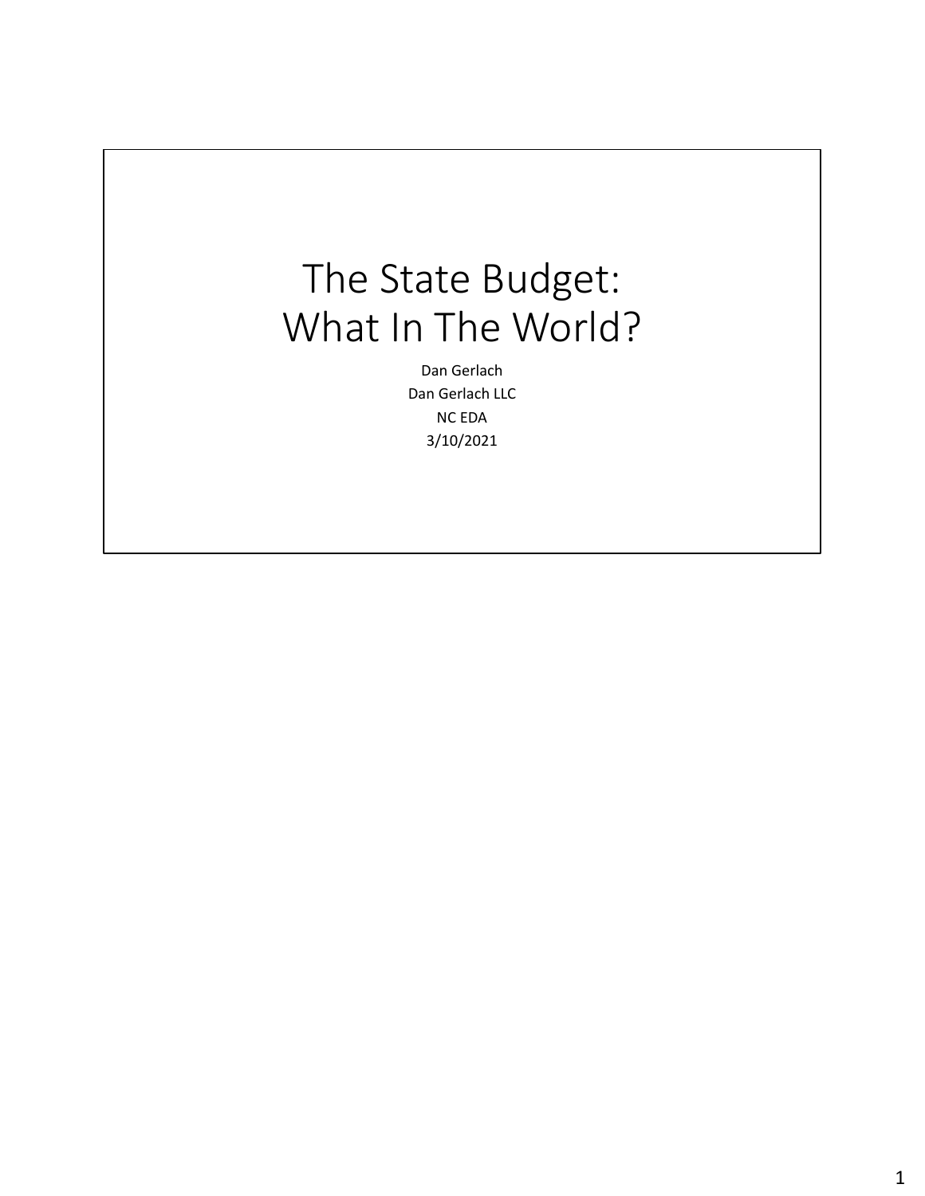# The State Budget: What In The World?

Dan Gerlach

Dan Gerlach LLC

NC EDA

3/10/2021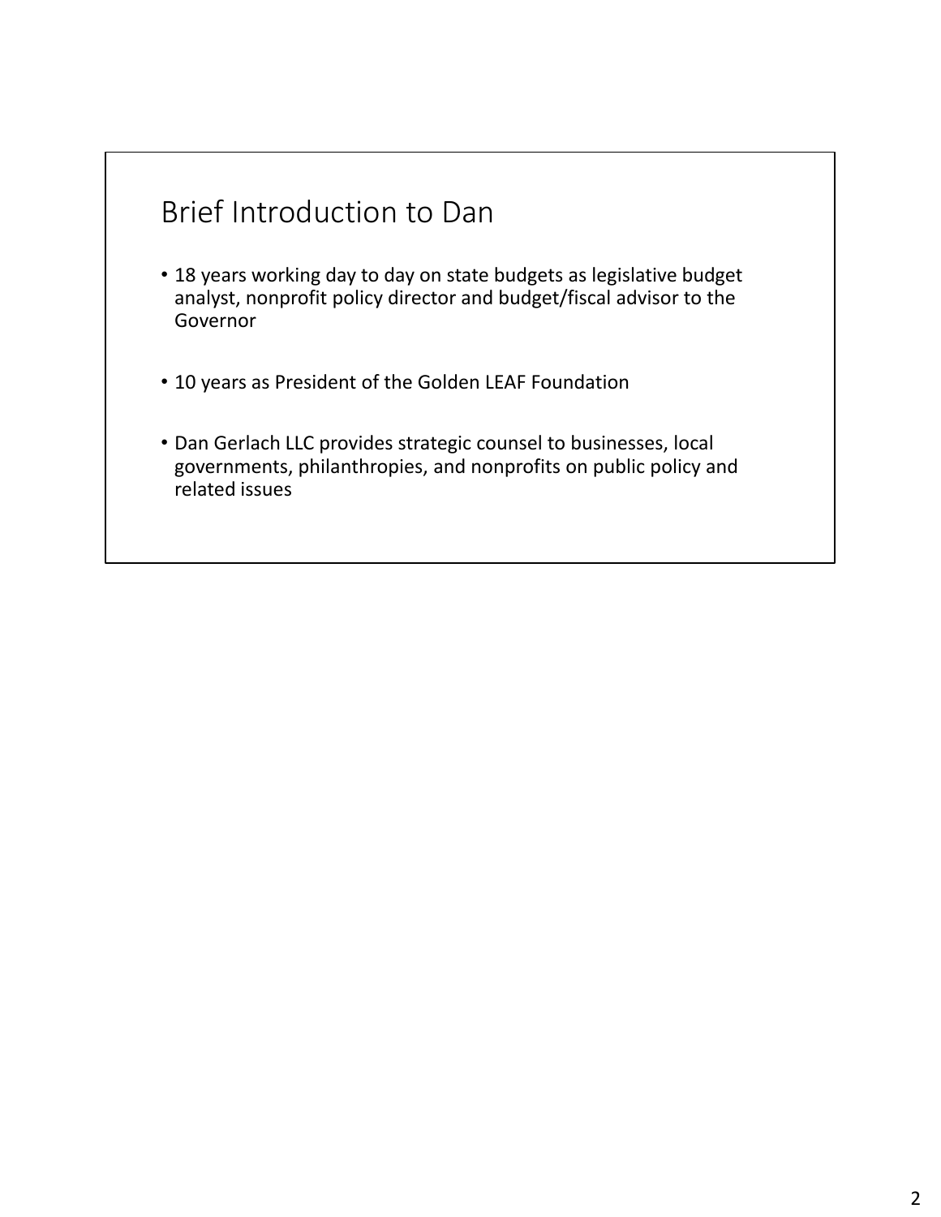# Brief Introduction to Dan

- 18 years working day to day on state budgets as legislative budget analyst, nonprofit policy director and budget/fiscal advisor to the Governor
- 10 years as President of the Golden LEAF Foundation
- Dan Gerlach LLC provides strategic counsel to businesses, local governments, philanthropies, and nonprofits on public policy and related issues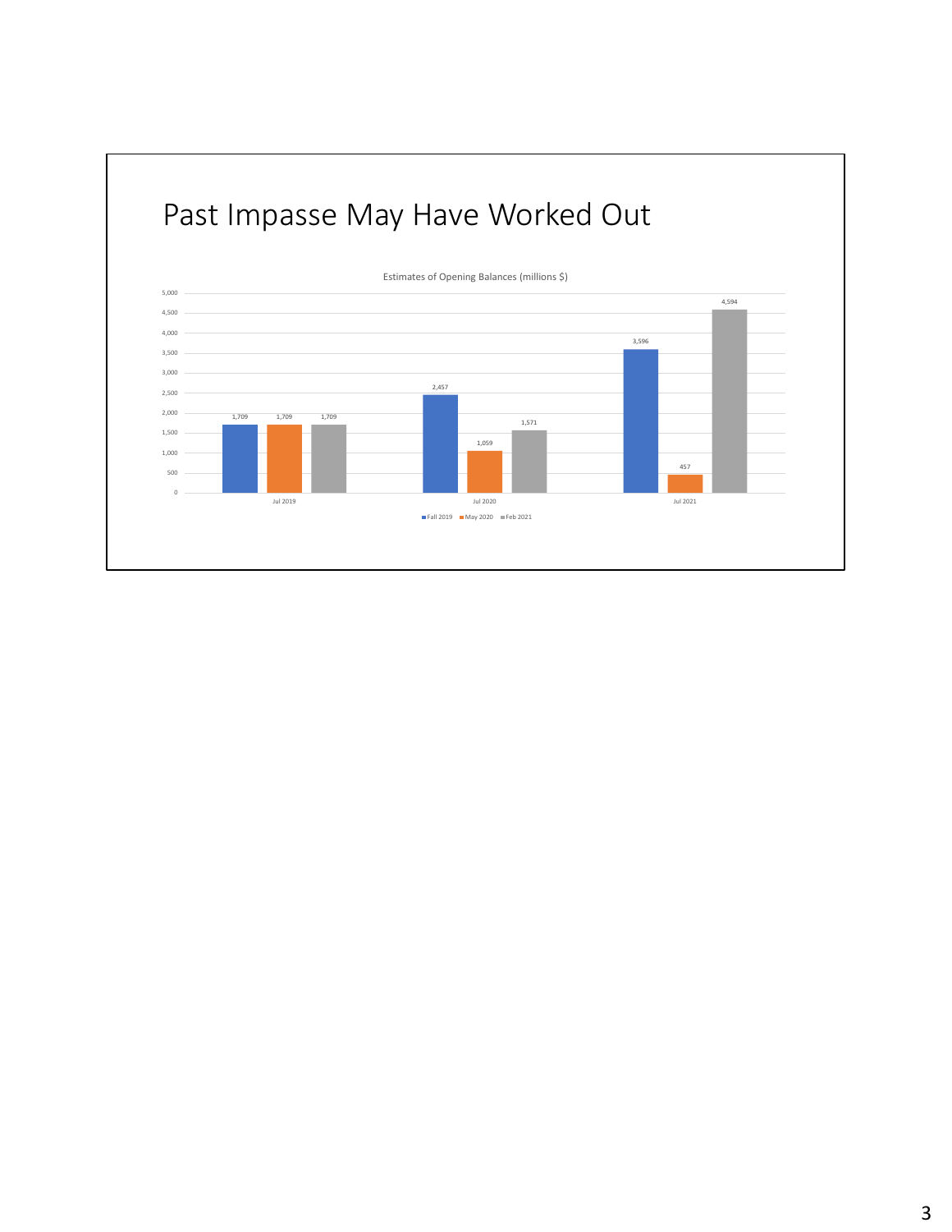# Past Impasse May Have Worked Out

Estimates of Opening Balances (millions $)

| | Fall 2019 | May 2020 | Feb 2021 |
|---|---|---|---|
| Jul 2019 | 1,709 | 1,709 | 1,709 |
| Jul 2020 | 2,457 | 1,059 | 1,571 |
| Jul 2021 | 3,596 | 457 | 4,594 |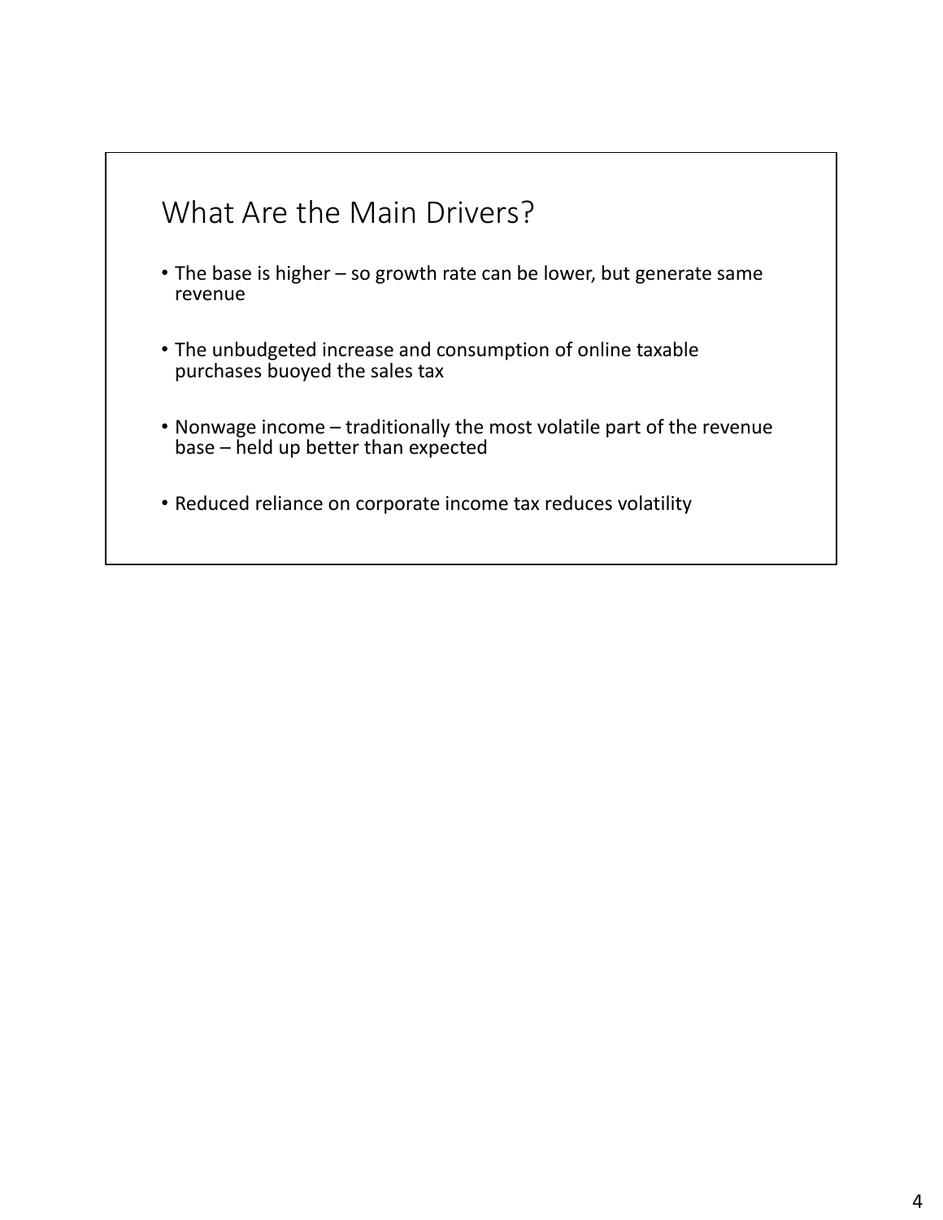## What Are the Main Drivers?

- The base is higher – so growth rate can be lower, but generate same revenue
- The unbudgeted increase and consumption of online taxable purchases buoyed the sales tax
- Nonwage income – traditionally the most volatile part of the revenue base – held up better than expected
- Reduced reliance on corporate income tax reduces volatility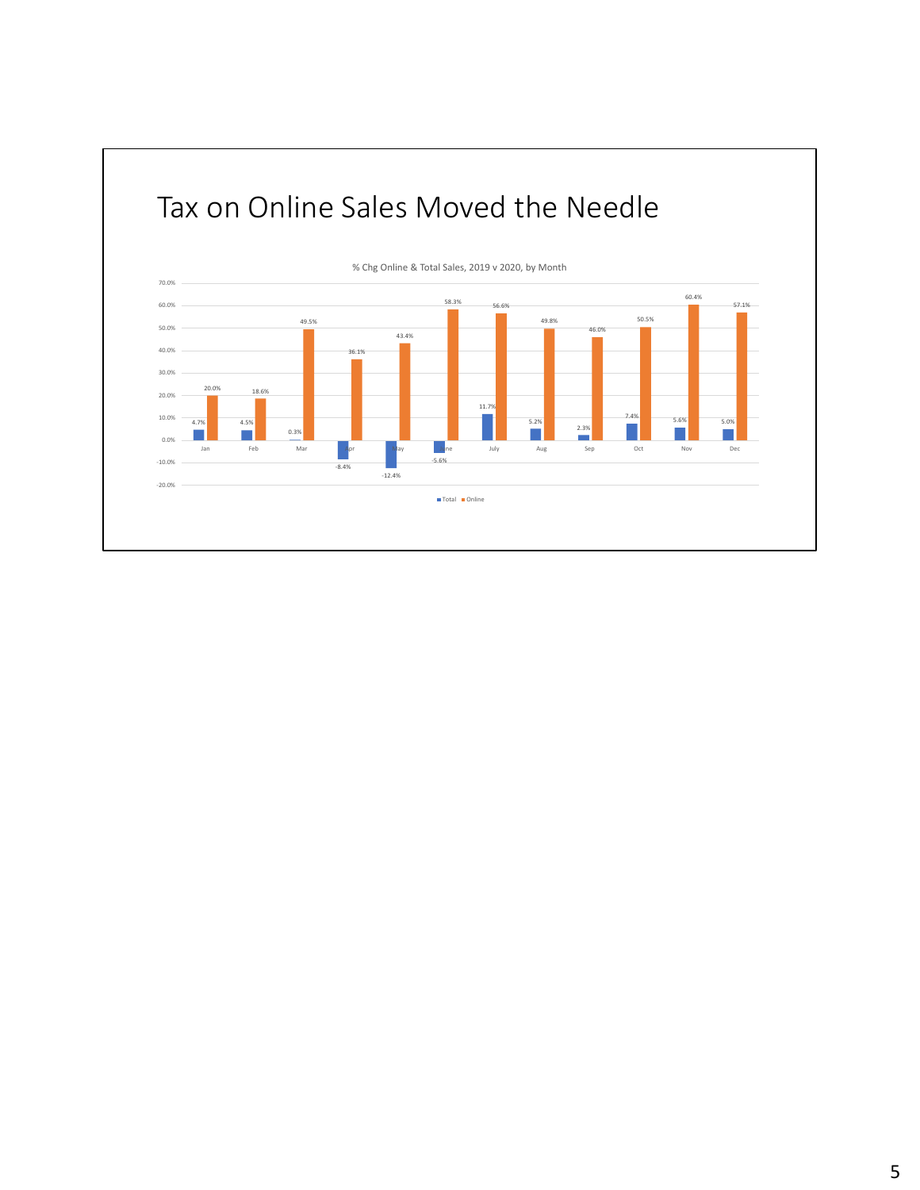# Tax on Online Sales Moved the Needle

% Chg Online & Total Sales, 2019 v 2020, by Month

| Month | Total | Online |
| --- | --- | --- |
| Jan | 4.7% | 20.0% |
| Feb | 4.5% | 18.6% |
| Mar | 0.3% | 49.5% |
| Apr | -8.4% | 36.1% |
| May | -12.4% | 43.4% |
| June | -5.6% | 58.3% |
| July | 11.7% | 56.6% |
| Aug | 5.2% | 49.8% |
| Sep | 2.3% | 46.0% |
| Oct | 7.4% | 50.5% |
| Nov | 5.6% | 60.4% |
| Dec | 5.0% | 57.1% |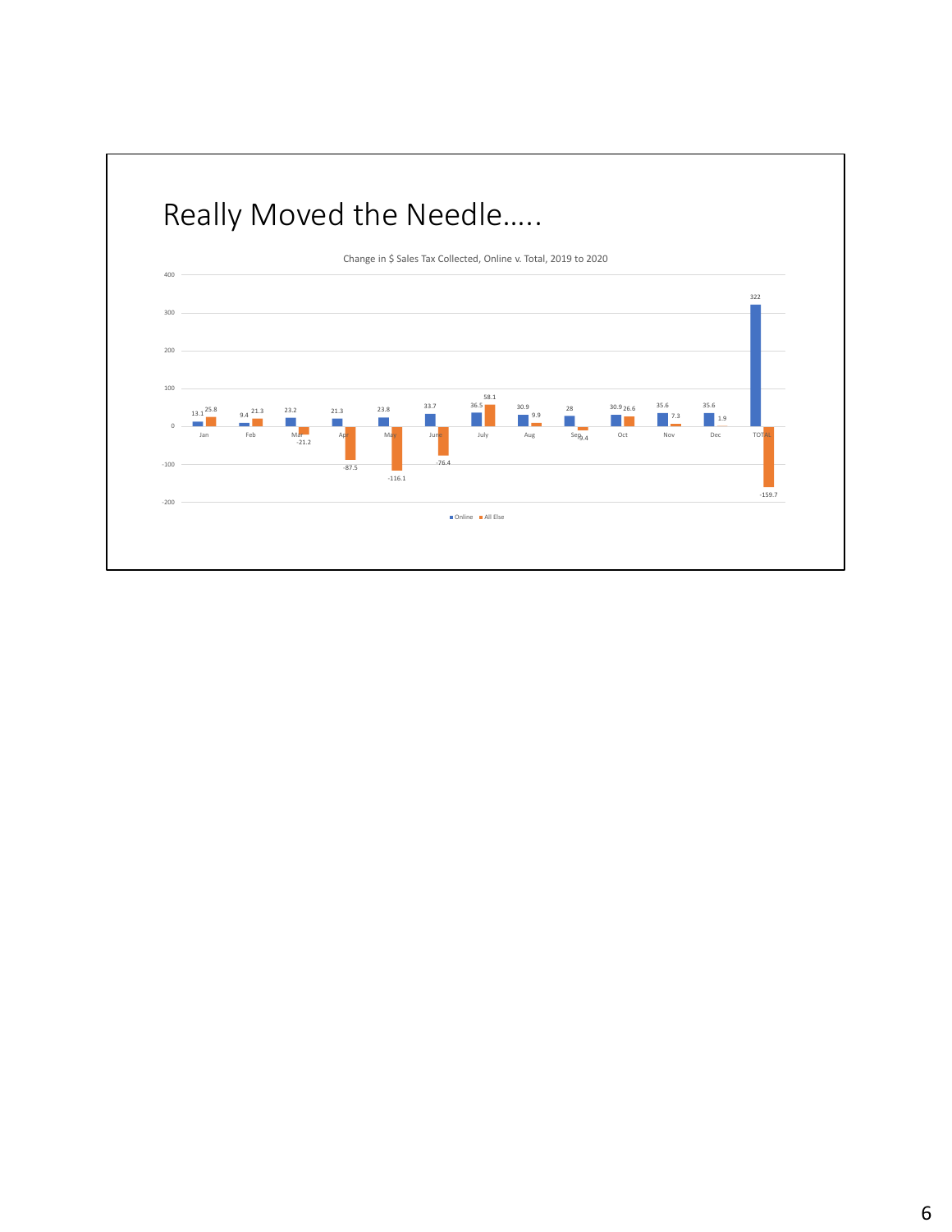# Really Moved the Needle…..

Change in $ Sales Tax Collected, Online v. Total, 2019 to 2020

| Month | Online | All Else |
|---|---|---|
| Jan | 13.1 | 25.8 |
| Feb | 9.4 | 21.3 |
| Mar | 23.2 | -21.2 |
| Apr | 21.3 | -87.5 |
| May | 23.8 | -116.1 |
| June | 33.7 | -76.4 |
| July | 36.5 | 58.1 |
| Aug | 30.9 | 9.9 |
| Sep | 28 | -9.4 |
| Oct | 30.9 | 26.6 |
| Nov | 35.6 | 7.3 |
| Dec | 35.6 | 1.9 |
| TOTAL | 322 | -159.7 |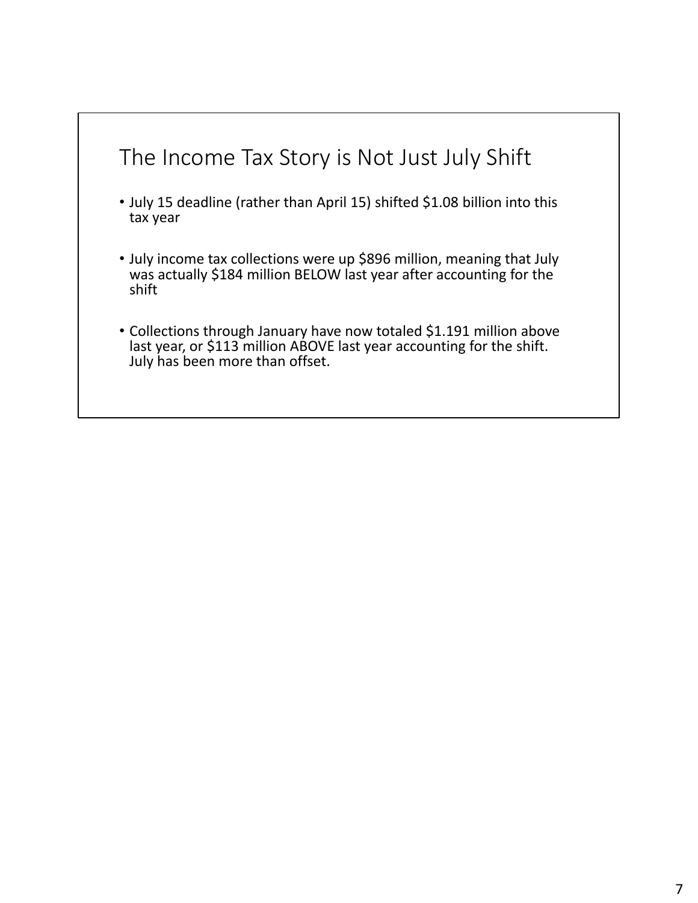# The Income Tax Story is Not Just July Shift

- July 15 deadline (rather than April 15) shifted $1.08 billion into this tax year
- July income tax collections were up $896 million, meaning that July was actually $184 million BELOW last year after accounting for the shift
- Collections through January have now totaled $1.191 million above last year, or $113 million ABOVE last year accounting for the shift. July has been more than offset.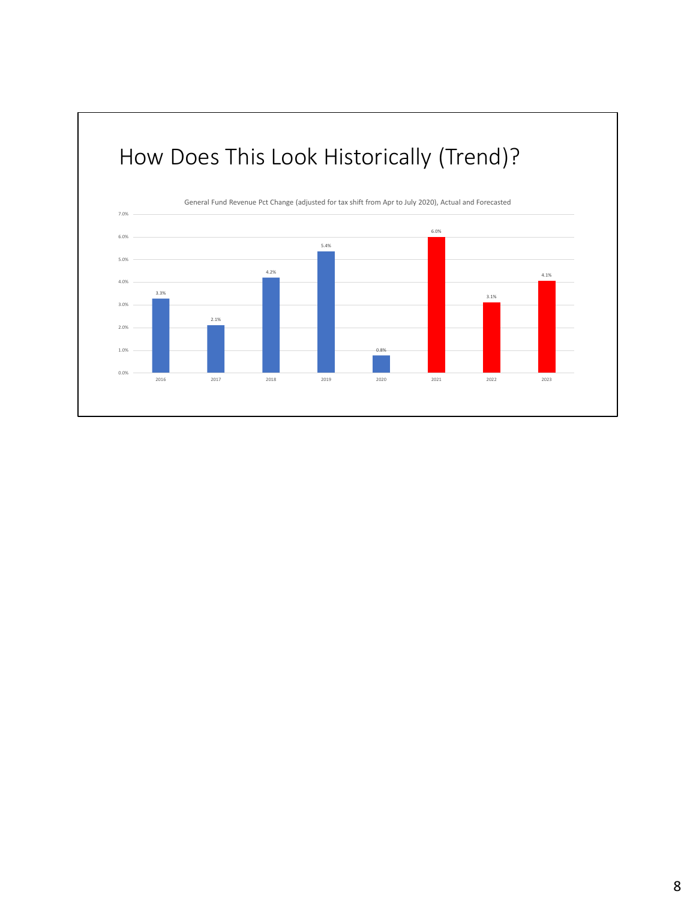# How Does This Look Historically (Trend)?

General Fund Revenue Pct Change (adjusted for tax shift from Apr to July 2020), Actual and Forecasted

| Year | Pct Change |
|---|---|
| 2016 | 3.3% |
| 2017 | 2.1% |
| 2018 | 4.2% |
| 2019 | 5.4% |
| 2020 | 0.8% |
| 2021 | 6.0% |
| 2022 | 3.1% |
| 2023 | 4.1% |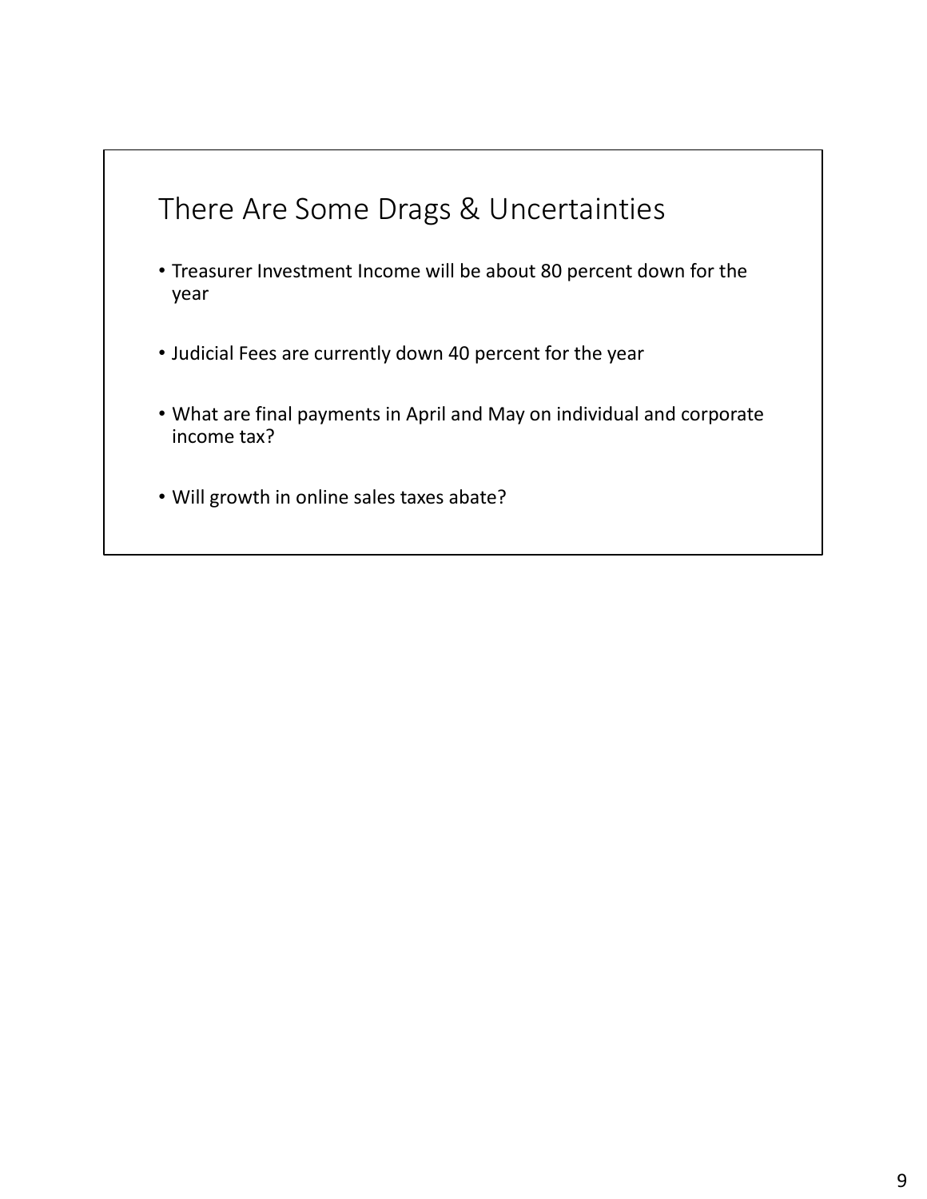## There Are Some Drags & Uncertainties

- Treasurer Investment Income will be about 80 percent down for the year
- Judicial Fees are currently down 40 percent for the year
- What are final payments in April and May on individual and corporate income tax?
- Will growth in online sales taxes abate?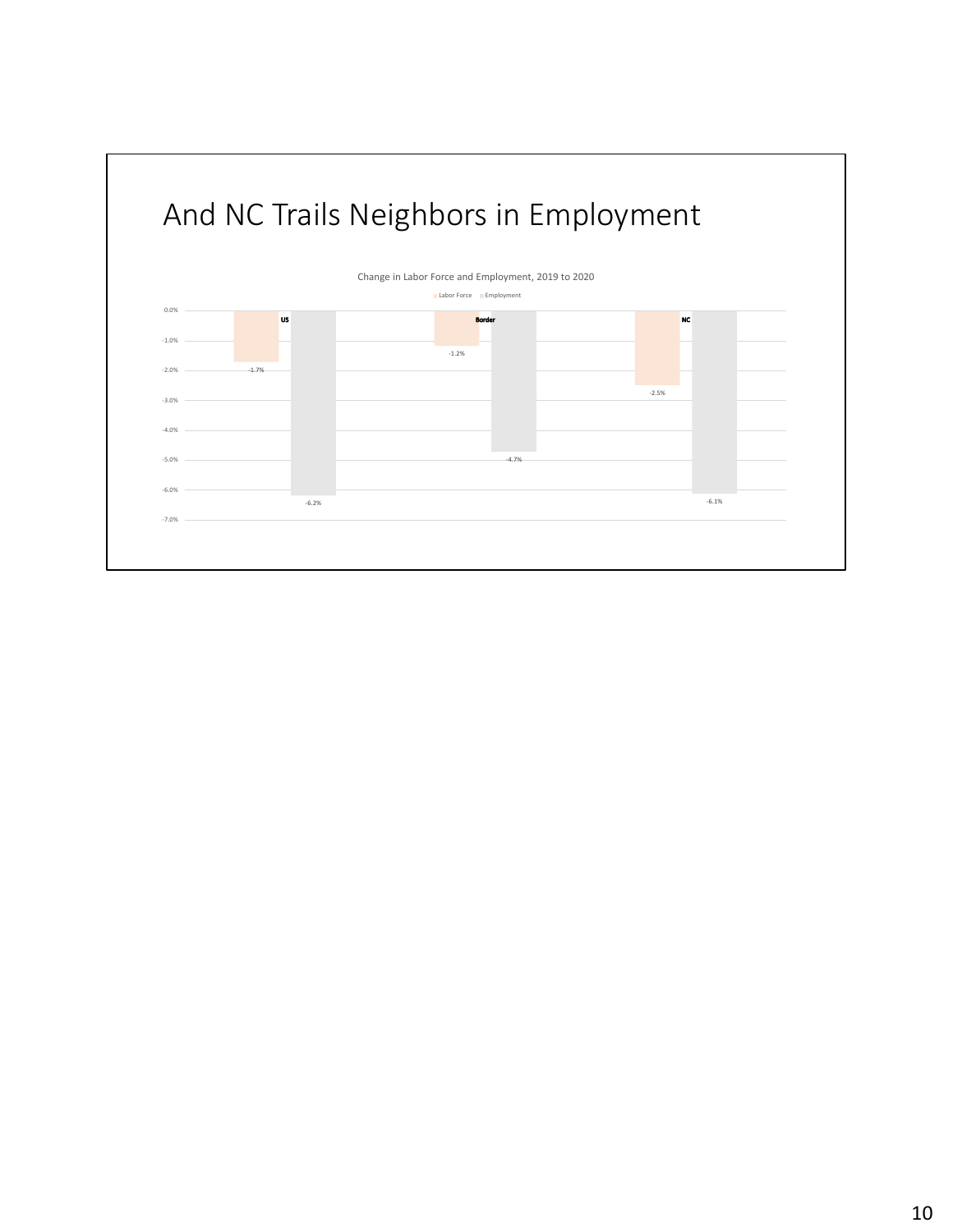# And NC Trails Neighbors in Employment

Change in Labor Force and Employment, 2019 to 2020

| | Labor Force | Employment |
|---|---|---|
| US | -1.7% | -6.2% |
| Border | -1.2% | -4.7% |
| NC | -2.5% | -6.1% |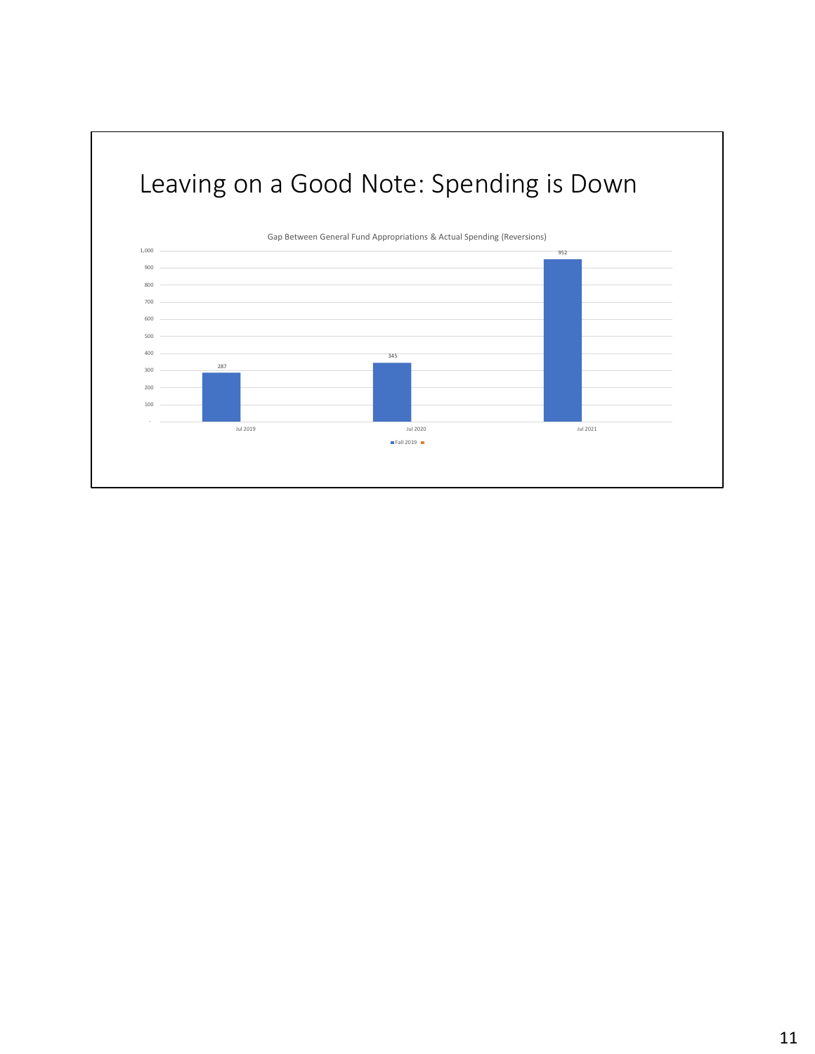# Leaving on a Good Note: Spending is Down

Gap Between General Fund Appropriations & Actual Spending (Reversions)

| | Fall 2019 |
|---|---|
| Jul 2019 | 287 |
| Jul 2020 | 345 |
| Jul 2021 | 952 |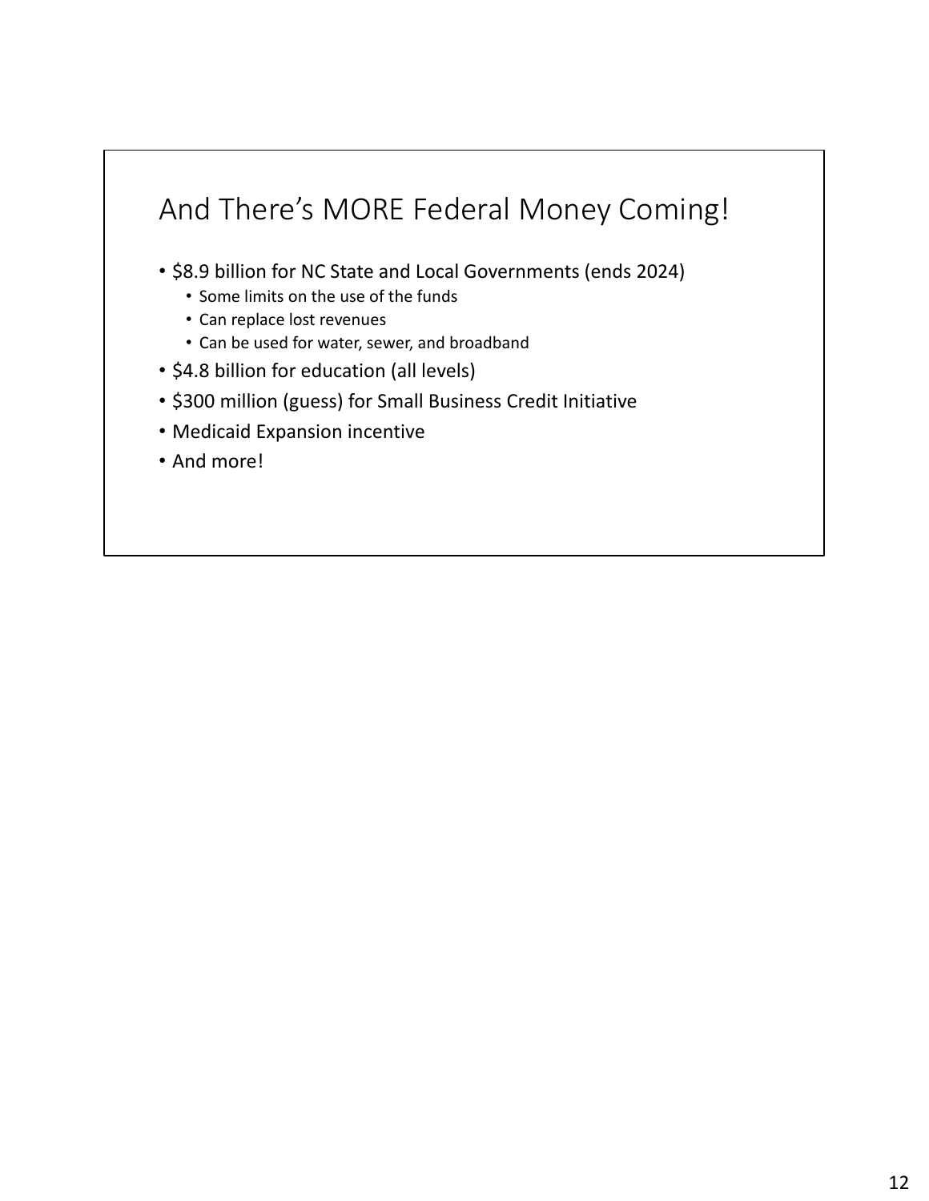# And There's MORE Federal Money Coming!

- $8.9 billion for NC State and Local Governments (ends 2024)
  - Some limits on the use of the funds
  - Can replace lost revenues
  - Can be used for water, sewer, and broadband
- $4.8 billion for education (all levels)
- $300 million (guess) for Small Business Credit Initiative
- Medicaid Expansion incentive
- And more!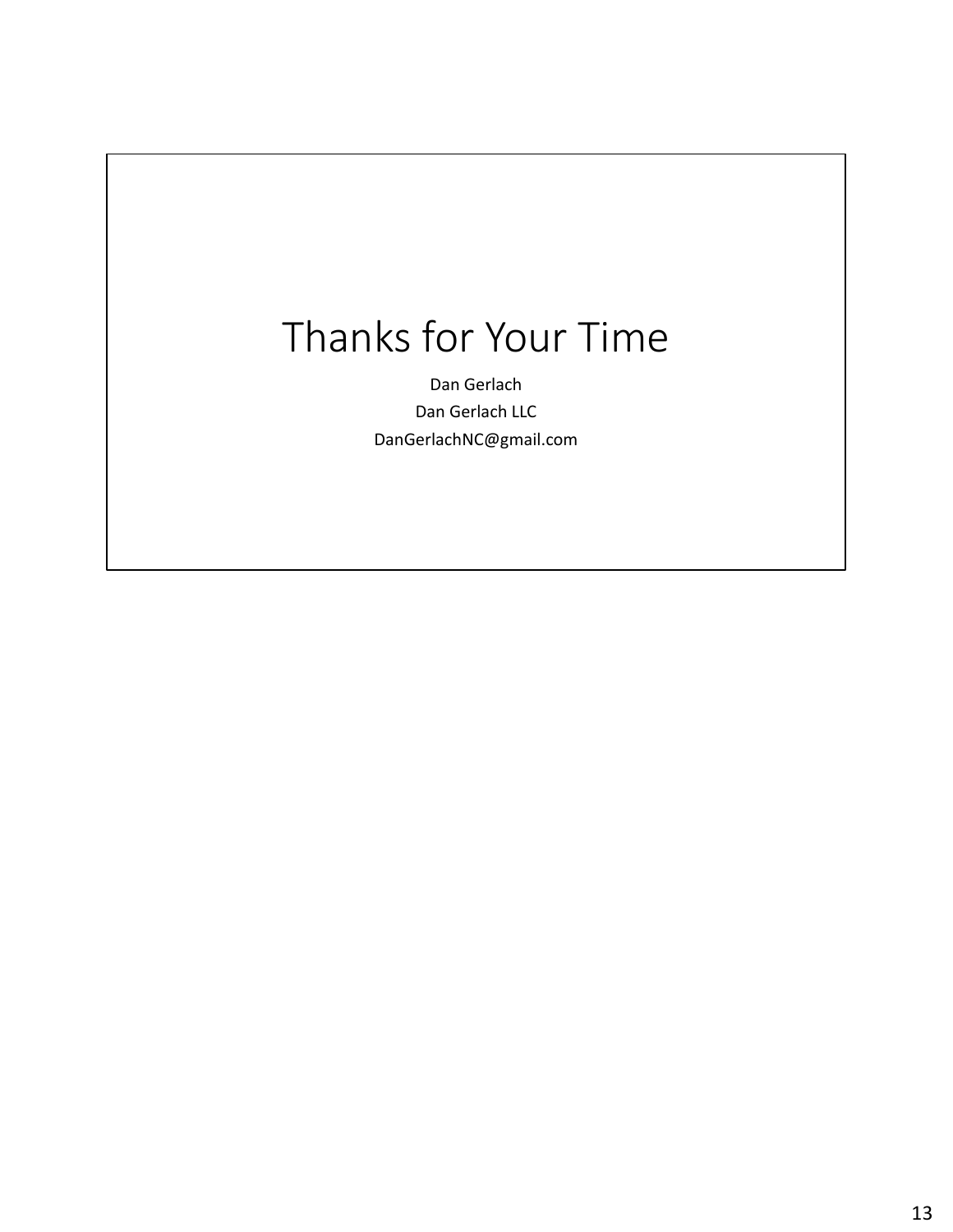# Thanks for Your Time

Dan Gerlach

Dan Gerlach LLC

DanGerlachNC@gmail.com